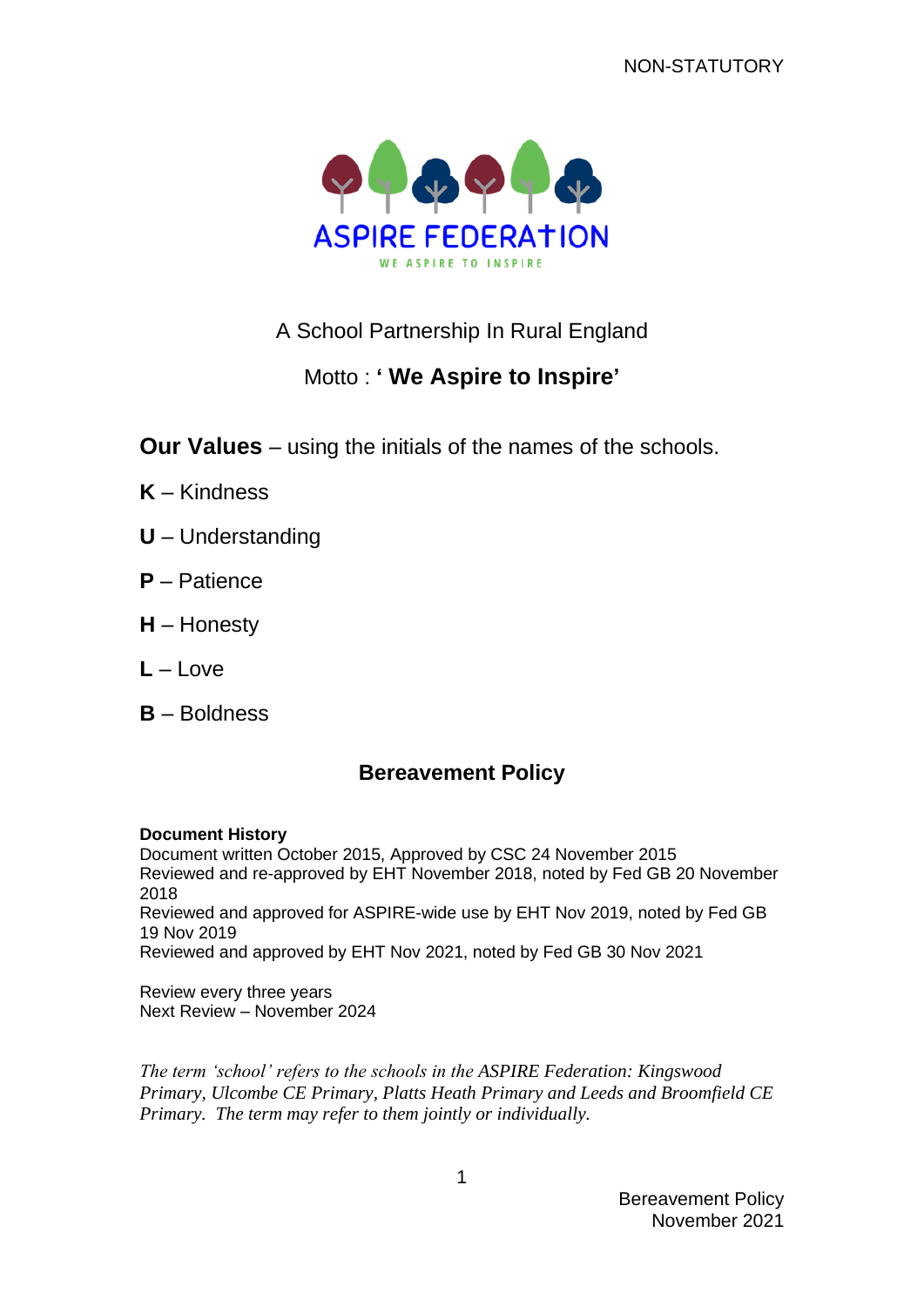NON-STATUTORY

ASPIRE FEDERATION

WE ASPIRE TO INSPIRE

A School Partnership In Rural England

Motto : **' We Aspire to Inspire'**

**Our Values** – using the initials of the names of the schools.

**K** – Kindness

**U** – Understanding

**P** – Patience

**H** – Honesty

**L** – Love

**B** – Boldness

## Bereavement Policy

**Document History**
Document written October 2015, Approved by CSC 24 November 2015
Reviewed and re-approved by EHT November 2018, noted by Fed GB 20 November 2018
Reviewed and approved for ASPIRE-wide use by EHT Nov 2019, noted by Fed GB 19 Nov 2019
Reviewed and approved by EHT Nov 2021, noted by Fed GB 30 Nov 2021

Review every three years
Next Review – November 2024

*The term 'school' refers to the schools in the ASPIRE Federation: Kingswood Primary, Ulcombe CE Primary, Platts Heath Primary and Leeds and Broomfield CE Primary. The term may refer to them jointly or individually.*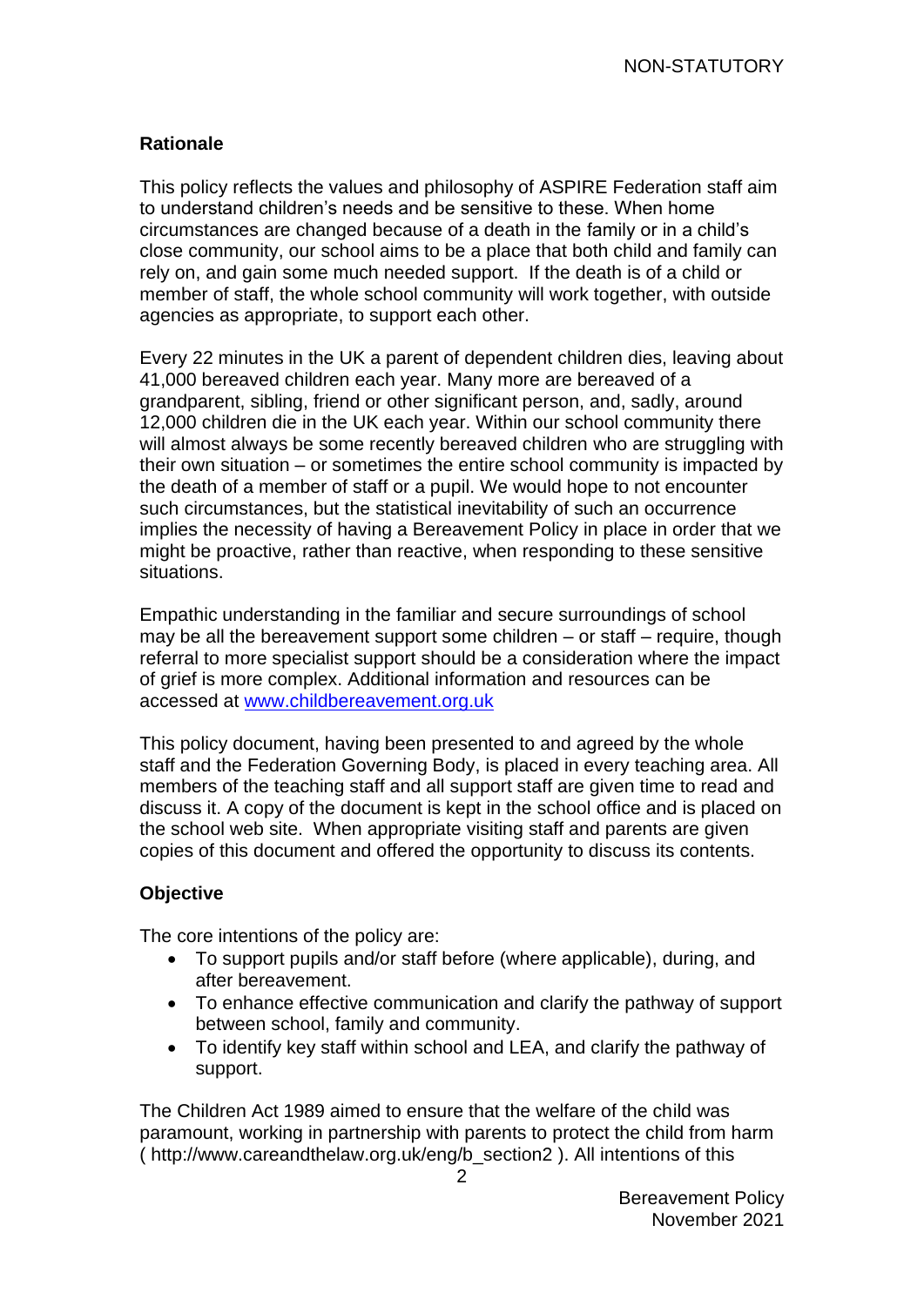## Rationale

This policy reflects the values and philosophy of ASPIRE Federation staff aim to understand children's needs and be sensitive to these. When home circumstances are changed because of a death in the family or in a child's close community, our school aims to be a place that both child and family can rely on, and gain some much needed support. If the death is of a child or member of staff, the whole school community will work together, with outside agencies as appropriate, to support each other.

Every 22 minutes in the UK a parent of dependent children dies, leaving about 41,000 bereaved children each year. Many more are bereaved of a grandparent, sibling, friend or other significant person, and, sadly, around 12,000 children die in the UK each year. Within our school community there will almost always be some recently bereaved children who are struggling with their own situation – or sometimes the entire school community is impacted by the death of a member of staff or a pupil. We would hope to not encounter such circumstances, but the statistical inevitability of such an occurrence implies the necessity of having a Bereavement Policy in place in order that we might be proactive, rather than reactive, when responding to these sensitive situations.

Empathic understanding in the familiar and secure surroundings of school may be all the bereavement support some children – or staff – require, though referral to more specialist support should be a consideration where the impact of grief is more complex. Additional information and resources can be accessed at [www.childbereavement.org.uk](http://www.childbereavement.org.uk)

This policy document, having been presented to and agreed by the whole staff and the Federation Governing Body, is placed in every teaching area. All members of the teaching staff and all support staff are given time to read and discuss it. A copy of the document is kept in the school office and is placed on the school web site. When appropriate visiting staff and parents are given copies of this document and offered the opportunity to discuss its contents.

## Objective

The core intentions of the policy are:

- To support pupils and/or staff before (where applicable), during, and after bereavement.
- To enhance effective communication and clarify the pathway of support between school, family and community.
- To identify key staff within school and LEA, and clarify the pathway of support.

The Children Act 1989 aimed to ensure that the welfare of the child was paramount, working in partnership with parents to protect the child from harm ( http://www.careandthelaw.org.uk/eng/b_section2 ). All intentions of this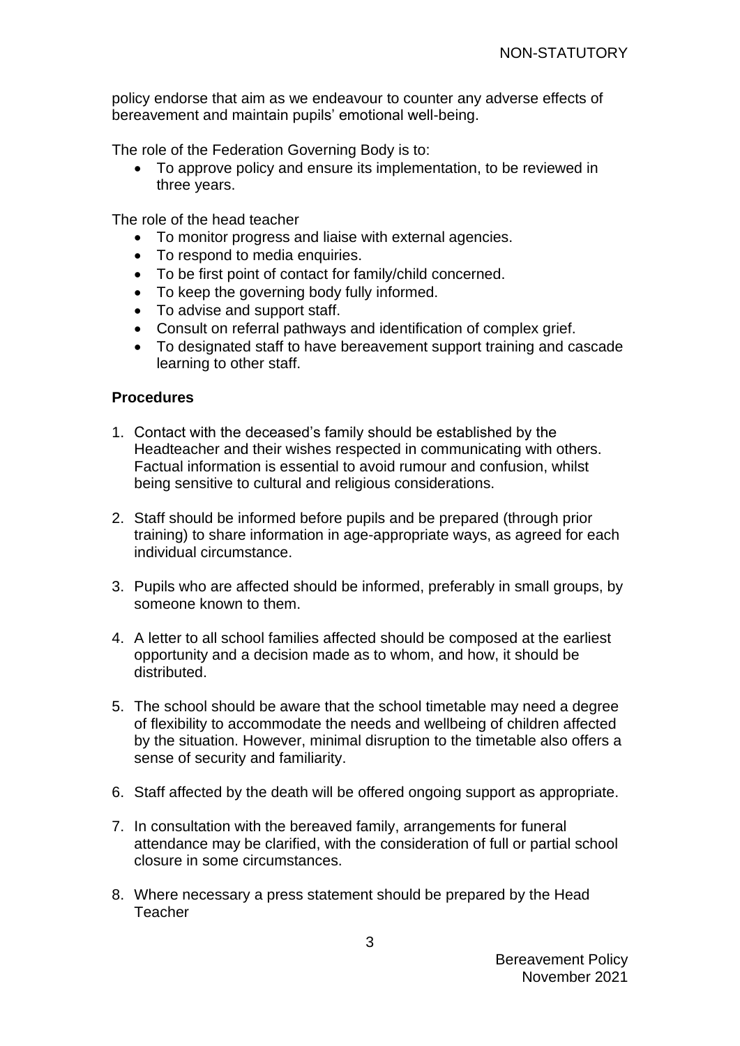policy endorse that aim as we endeavour to counter any adverse effects of bereavement and maintain pupils' emotional well-being.

The role of the Federation Governing Body is to:

- To approve policy and ensure its implementation, to be reviewed in three years.

The role of the head teacher

- To monitor progress and liaise with external agencies.
- To respond to media enquiries.
- To be first point of contact for family/child concerned.
- To keep the governing body fully informed.
- To advise and support staff.
- Consult on referral pathways and identification of complex grief.
- To designated staff to have bereavement support training and cascade learning to other staff.

**Procedures**

1. Contact with the deceased's family should be established by the Headteacher and their wishes respected in communicating with others. Factual information is essential to avoid rumour and confusion, whilst being sensitive to cultural and religious considerations.

2. Staff should be informed before pupils and be prepared (through prior training) to share information in age-appropriate ways, as agreed for each individual circumstance.

3. Pupils who are affected should be informed, preferably in small groups, by someone known to them.

4. A letter to all school families affected should be composed at the earliest opportunity and a decision made as to whom, and how, it should be distributed.

5. The school should be aware that the school timetable may need a degree of flexibility to accommodate the needs and wellbeing of children affected by the situation. However, minimal disruption to the timetable also offers a sense of security and familiarity.

6. Staff affected by the death will be offered ongoing support as appropriate.

7. In consultation with the bereaved family, arrangements for funeral attendance may be clarified, with the consideration of full or partial school closure in some circumstances.

8. Where necessary a press statement should be prepared by the Head Teacher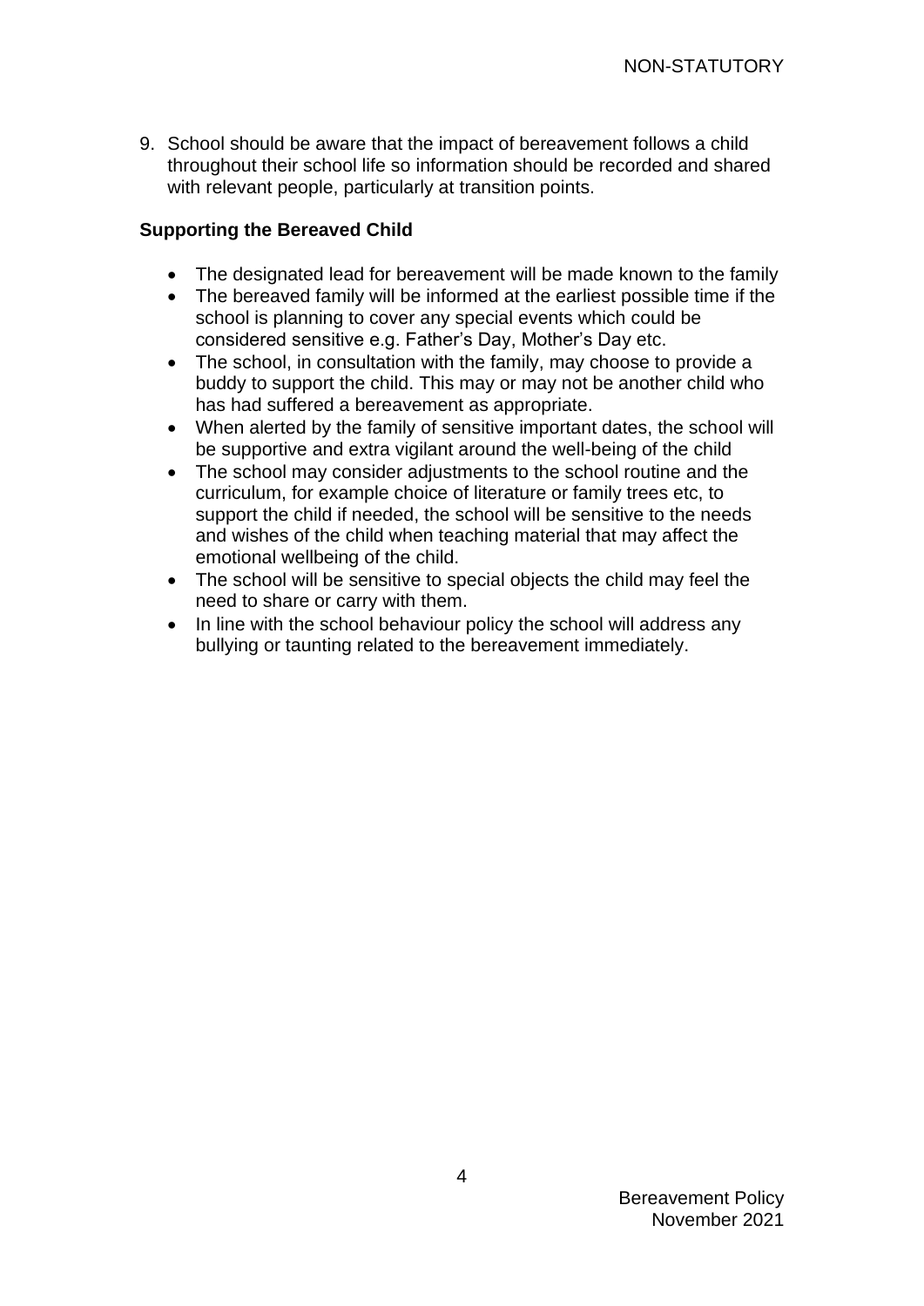9. School should be aware that the impact of bereavement follows a child throughout their school life so information should be recorded and shared with relevant people, particularly at transition points.

**Supporting the Bereaved Child**

- The designated lead for bereavement will be made known to the family
- The bereaved family will be informed at the earliest possible time if the school is planning to cover any special events which could be considered sensitive e.g. Father's Day, Mother's Day etc.
- The school, in consultation with the family, may choose to provide a buddy to support the child. This may or may not be another child who has had suffered a bereavement as appropriate.
- When alerted by the family of sensitive important dates, the school will be supportive and extra vigilant around the well-being of the child
- The school may consider adjustments to the school routine and the curriculum, for example choice of literature or family trees etc, to support the child if needed, the school will be sensitive to the needs and wishes of the child when teaching material that may affect the emotional wellbeing of the child.
- The school will be sensitive to special objects the child may feel the need to share or carry with them.
- In line with the school behaviour policy the school will address any bullying or taunting related to the bereavement immediately.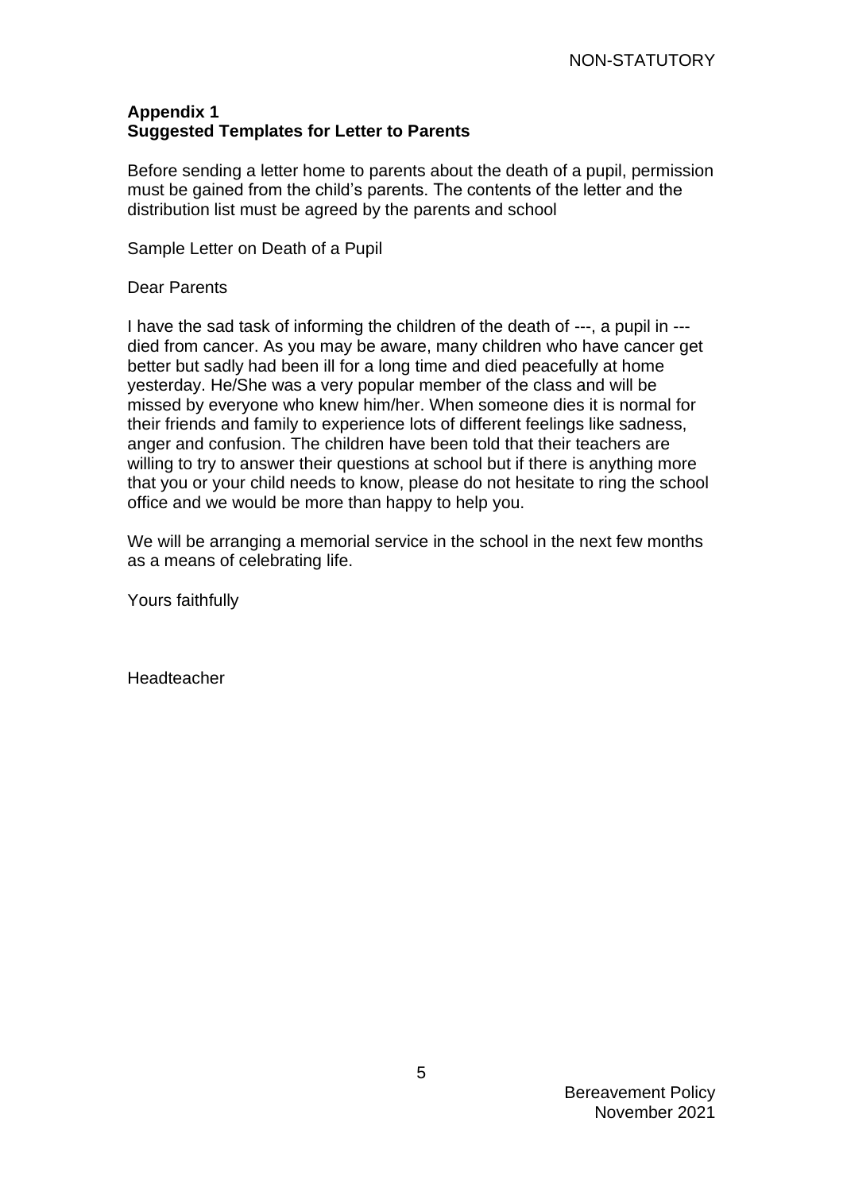## Appendix 1
## Suggested Templates for Letter to Parents

Before sending a letter home to parents about the death of a pupil, permission must be gained from the child's parents. The contents of the letter and the distribution list must be agreed by the parents and school

Sample Letter on Death of a Pupil

Dear Parents

I have the sad task of informing the children of the death of ---, a pupil in --- died from cancer. As you may be aware, many children who have cancer get better but sadly had been ill for a long time and died peacefully at home yesterday. He/She was a very popular member of the class and will be missed by everyone who knew him/her. When someone dies it is normal for their friends and family to experience lots of different feelings like sadness, anger and confusion. The children have been told that their teachers are willing to try to answer their questions at school but if there is anything more that you or your child needs to know, please do not hesitate to ring the school office and we would be more than happy to help you.

We will be arranging a memorial service in the school in the next few months as a means of celebrating life.

Yours faithfully

Headteacher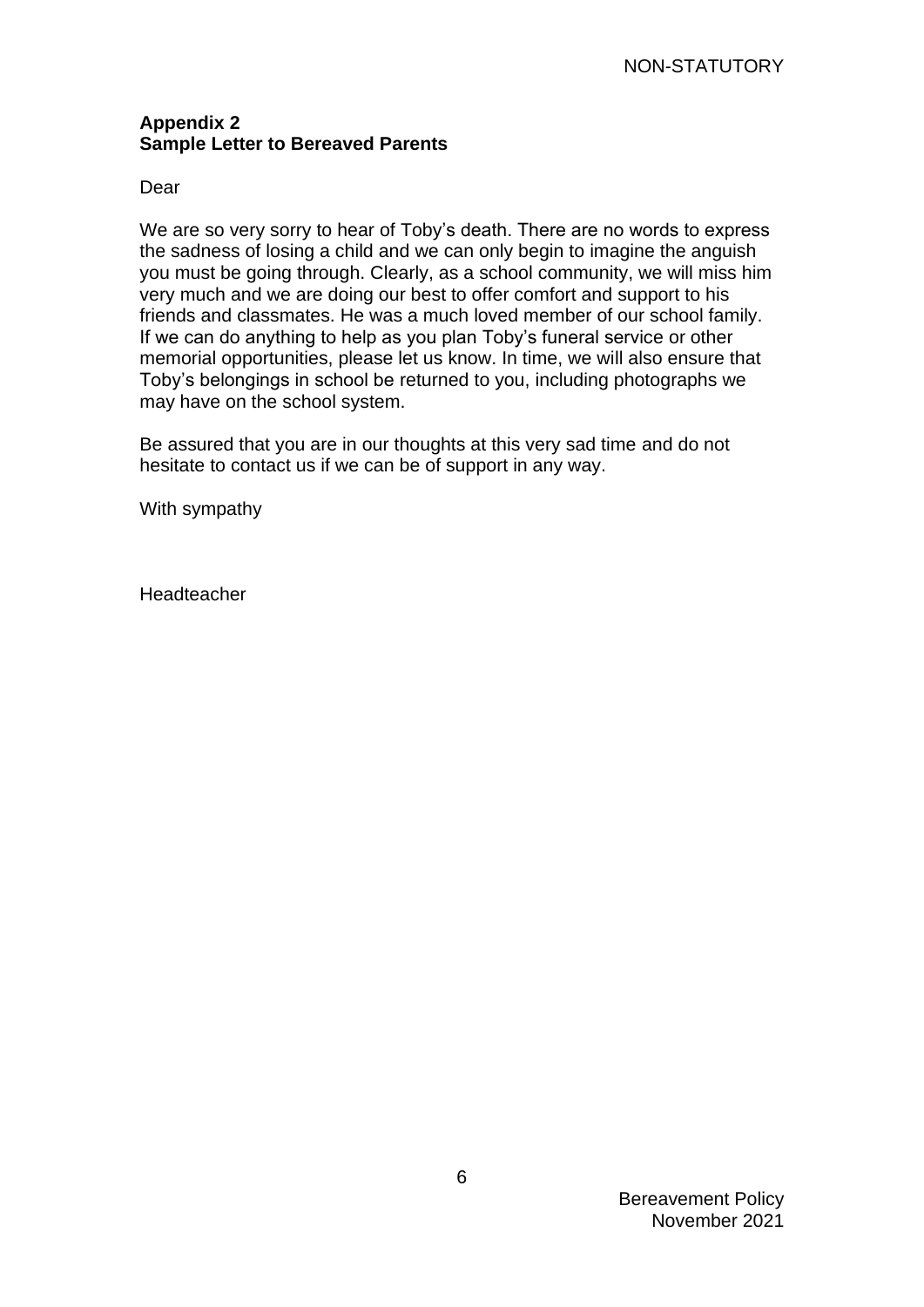**Appendix 2**
**Sample Letter to Bereaved Parents**

Dear

We are so very sorry to hear of Toby's death. There are no words to express the sadness of losing a child and we can only begin to imagine the anguish you must be going through. Clearly, as a school community, we will miss him very much and we are doing our best to offer comfort and support to his friends and classmates. He was a much loved member of our school family. If we can do anything to help as you plan Toby's funeral service or other memorial opportunities, please let us know. In time, we will also ensure that Toby's belongings in school be returned to you, including photographs we may have on the school system.

Be assured that you are in our thoughts at this very sad time and do not hesitate to contact us if we can be of support in any way.

With sympathy

Headteacher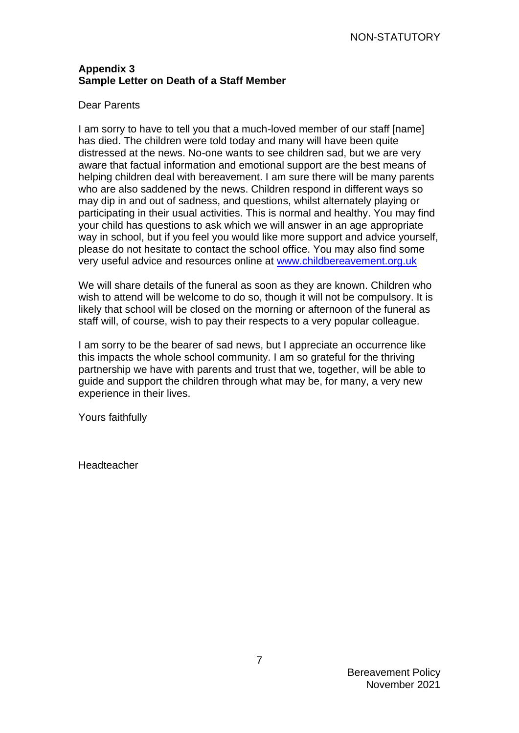NON-STATUTORY

**Appendix 3**
**Sample Letter on Death of a Staff Member**

Dear Parents

I am sorry to have to tell you that a much-loved member of our staff [name] has died. The children were told today and many will have been quite distressed at the news. No-one wants to see children sad, but we are very aware that factual information and emotional support are the best means of helping children deal with bereavement. I am sure there will be many parents who are also saddened by the news. Children respond in different ways so may dip in and out of sadness, and questions, whilst alternately playing or participating in their usual activities. This is normal and healthy. You may find your child has questions to ask which we will answer in an age appropriate way in school, but if you feel you would like more support and advice yourself, please do not hesitate to contact the school office. You may also find some very useful advice and resources online at [www.childbereavement.org.uk](http://www.childbereavement.org.uk)

We will share details of the funeral as soon as they are known. Children who wish to attend will be welcome to do so, though it will not be compulsory. It is likely that school will be closed on the morning or afternoon of the funeral as staff will, of course, wish to pay their respects to a very popular colleague.

I am sorry to be the bearer of sad news, but I appreciate an occurrence like this impacts the whole school community. I am so grateful for the thriving partnership we have with parents and trust that we, together, will be able to guide and support the children through what may be, for many, a very new experience in their lives.

Yours faithfully

Headteacher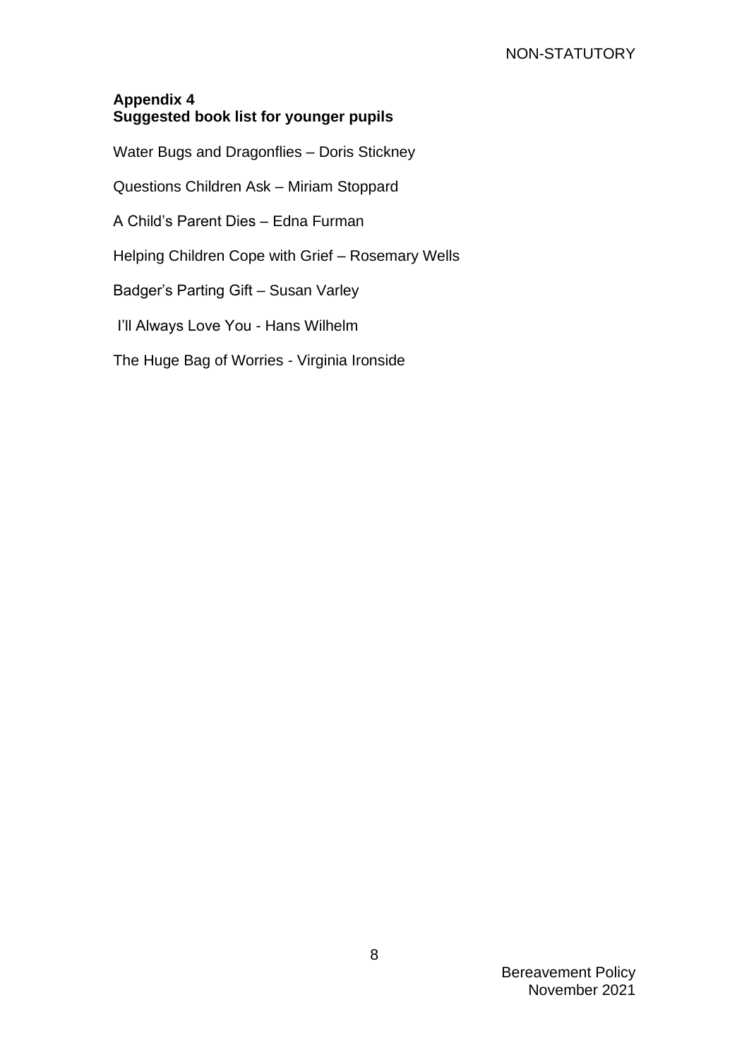**Appendix 4**
**Suggested book list for younger pupils**

Water Bugs and Dragonflies – Doris Stickney

Questions Children Ask – Miriam Stoppard

A Child's Parent Dies – Edna Furman

Helping Children Cope with Grief – Rosemary Wells

Badger's Parting Gift – Susan Varley

I'll Always Love You - Hans Wilhelm

The Huge Bag of Worries - Virginia Ironside